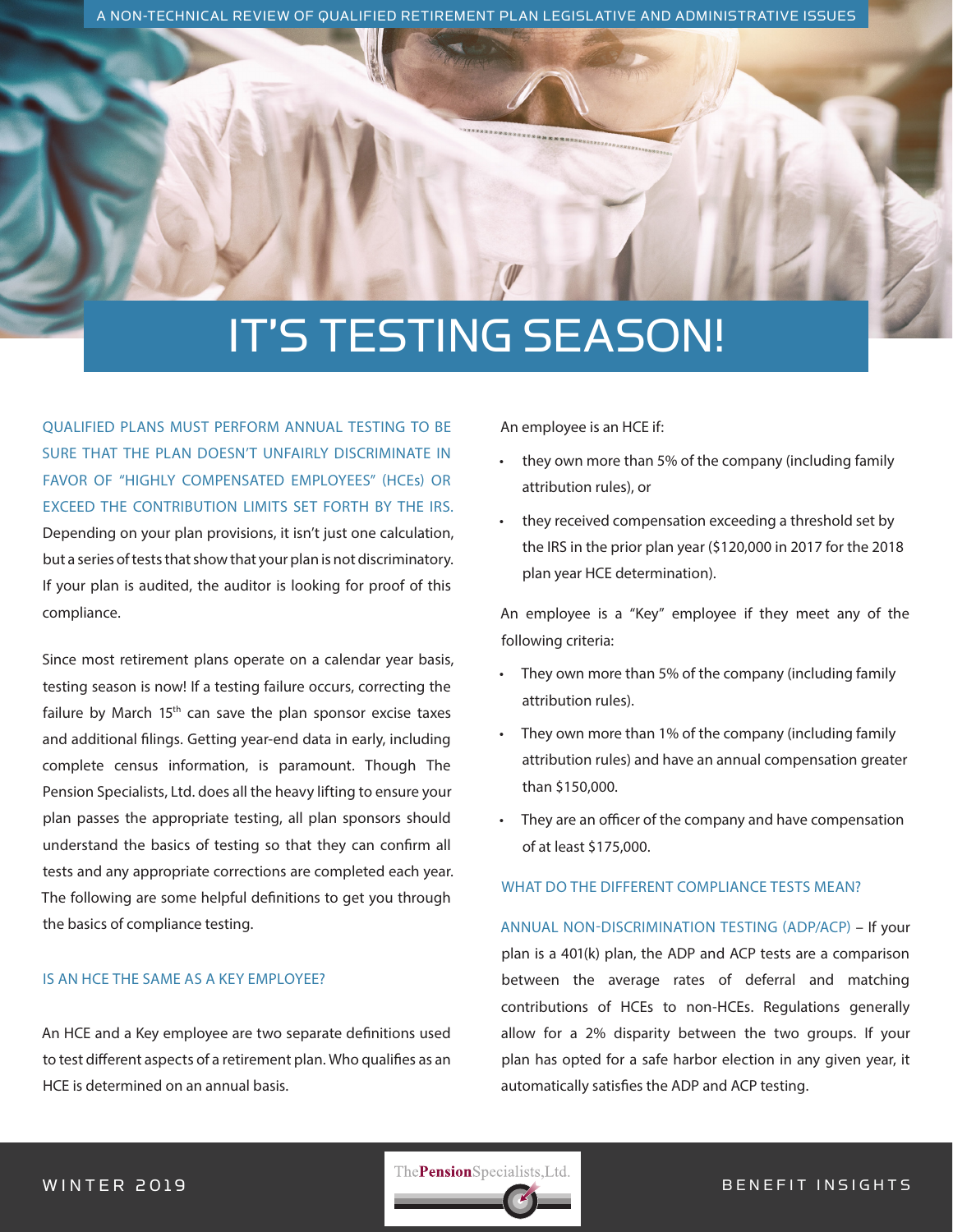A NON-TECHNICAL REVIEW OF QUALIFIED RETIREMENT PLAN LEGISLATIVE AND ADMINISTRATIVE ISSUES

# IT'S TESTING SEASON!

QUALIFIED PLANS MUST PERFORM ANNUAL TESTING TO BE SURE THAT THE PLAN DOESN'T UNFAIRLY DISCRIMINATE IN FAVOR OF "HIGHLY COMPENSATED EMPLOYEES" (HCEs) OR EXCEED THE CONTRIBUTION LIMITS SET FORTH BY THE IRS. Depending on your plan provisions, it isn't just one calculation, but a series of tests that show that your plan is not discriminatory. If your plan is audited, the auditor is looking for proof of this compliance.

Since most retirement plans operate on a calendar year basis, testing season is now! If a testing failure occurs, correcting the failure by March 15th can save the plan sponsor excise taxes and additional filings. Getting year-end data in early, including complete census information, is paramount. Though The Pension Specialists, Ltd. does all the heavy lifting to ensure your plan passes the appropriate testing, all plan sponsors should understand the basics of testing so that they can confirm all tests and any appropriate corrections are completed each year. The following are some helpful definitions to get you through the basics of compliance testing.

## IS AN HCE THE SAME AS A KEY EMPLOYEE?

An HCE and a Key employee are two separate definitions used to test different aspects of a retirement plan. Who qualifies as an HCE is determined on an annual basis.

An employee is an HCE if:

- they own more than 5% of the company (including family attribution rules), or
- they received compensation exceeding a threshold set by the IRS in the prior plan year ($120,000 in 2017 for the 2018 plan year HCE determination).

An employee is a "Key" employee if they meet any of the following criteria:

- They own more than 5% of the company (including family attribution rules).
- They own more than 1% of the company (including family attribution rules) and have an annual compensation greater than $150,000.
- They are an officer of the company and have compensation of at least $175,000.

## WHAT DO THE DIFFERENT COMPLIANCE TESTS MEAN?

ANNUAL NON-DISCRIMINATION TESTING (ADP/ACP) – If your plan is a 401(k) plan, the ADP and ACP tests are a comparison between the average rates of deferral and matching contributions of HCEs to non-HCEs. Regulations generally allow for a 2% disparity between the two groups. If your plan has opted for a safe harbor election in any given year, it automatically satisfies the ADP and ACP testing.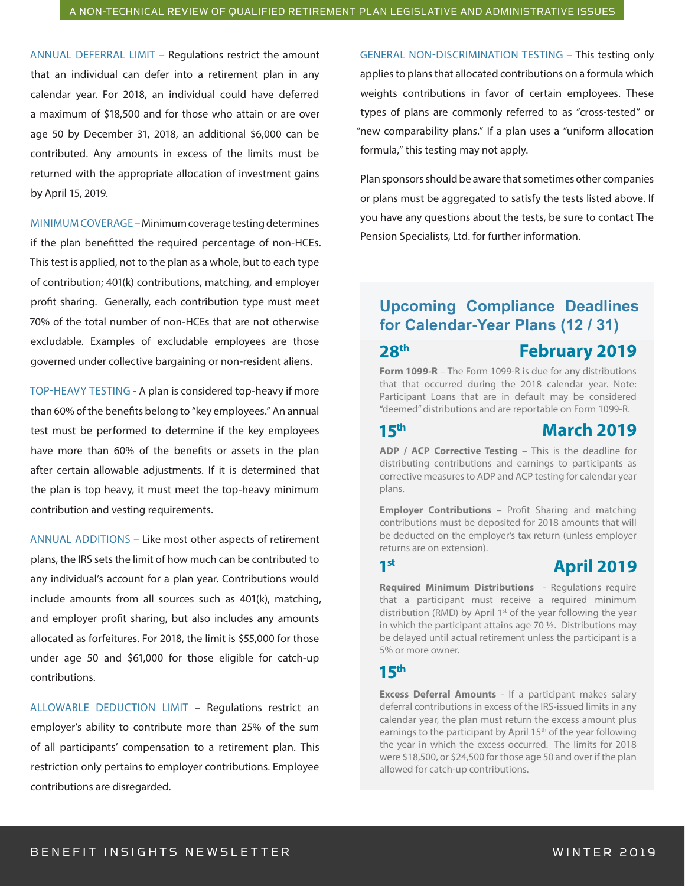**ANNUAL DEFERRAL LIMIT** – Regulations restrict the amount that an individual can defer into a retirement plan in any calendar year. For 2018, an individual could have deferred a maximum of $18,500 and for those who attain or are over age 50 by December 31, 2018, an additional $6,000 can be contributed. Any amounts in excess of the limits must be returned with the appropriate allocation of investment gains by April 15, 2019.

**MINIMUM COVERAGE** – Minimum coverage testing determines if the plan benefitted the required percentage of non-HCEs. This test is applied, not to the plan as a whole, but to each type of contribution; 401(k) contributions, matching, and employer profit sharing. Generally, each contribution type must meet 70% of the total number of non-HCEs that are not otherwise excludable. Examples of excludable employees are those governed under collective bargaining or non-resident aliens.

**TOP-HEAVY TESTING** - A plan is considered top-heavy if more than 60% of the benefits belong to "key employees." An annual test must be performed to determine if the key employees have more than 60% of the benefits or assets in the plan after certain allowable adjustments. If it is determined that the plan is top heavy, it must meet the top-heavy minimum contribution and vesting requirements.

**ANNUAL ADDITIONS** – Like most other aspects of retirement plans, the IRS sets the limit of how much can be contributed to any individual's account for a plan year. Contributions would include amounts from all sources such as 401(k), matching, and employer profit sharing, but also includes any amounts allocated as forfeitures. For 2018, the limit is $55,000 for those under age 50 and $61,000 for those eligible for catch-up contributions.

**ALLOWABLE DEDUCTION LIMIT** – Regulations restrict an employer's ability to contribute more than 25% of the sum of all participants' compensation to a retirement plan. This restriction only pertains to employer contributions. Employee contributions are disregarded.

**GENERAL NON-DISCRIMINATION TESTING** – This testing only applies to plans that allocated contributions on a formula which weights contributions in favor of certain employees. These types of plans are commonly referred to as "cross-tested" or "new comparability plans." If a plan uses a "uniform allocation formula," this testing may not apply.

Plan sponsors should be aware that sometimes other companies or plans must be aggregated to satisfy the tests listed above. If you have any questions about the tests, be sure to contact The Pension Specialists, Ltd. for further information.

## Upcoming Compliance Deadlines for Calendar-Year Plans (12 / 31)

### February 2019

**28th**

**Form 1099-R** – The Form 1099-R is due for any distributions that that occurred during the 2018 calendar year. Note: Participant Loans that are in default may be considered "deemed" distributions and are reportable on Form 1099-R.

### March 2019

**15th**

**ADP / ACP Corrective Testing** – This is the deadline for distributing contributions and earnings to participants as corrective measures to ADP and ACP testing for calendar year plans.

**Employer Contributions** – Profit Sharing and matching contributions must be deposited for 2018 amounts that will be deducted on the employer's tax return (unless employer returns are on extension).

### April 2019

**1st**

**Required Minimum Distributions** - Regulations require that a participant must receive a required minimum distribution (RMD) by April 1st of the year following the year in which the participant attains age 70 ½. Distributions may be delayed until actual retirement unless the participant is a 5% or more owner.

**15th**

**Excess Deferral Amounts** - If a participant makes salary deferral contributions in excess of the IRS-issued limits in any calendar year, the plan must return the excess amount plus earnings to the participant by April 15th of the year following the year in which the excess occurred. The limits for 2018 were $18,500, or $24,500 for those age 50 and over if the plan allowed for catch-up contributions.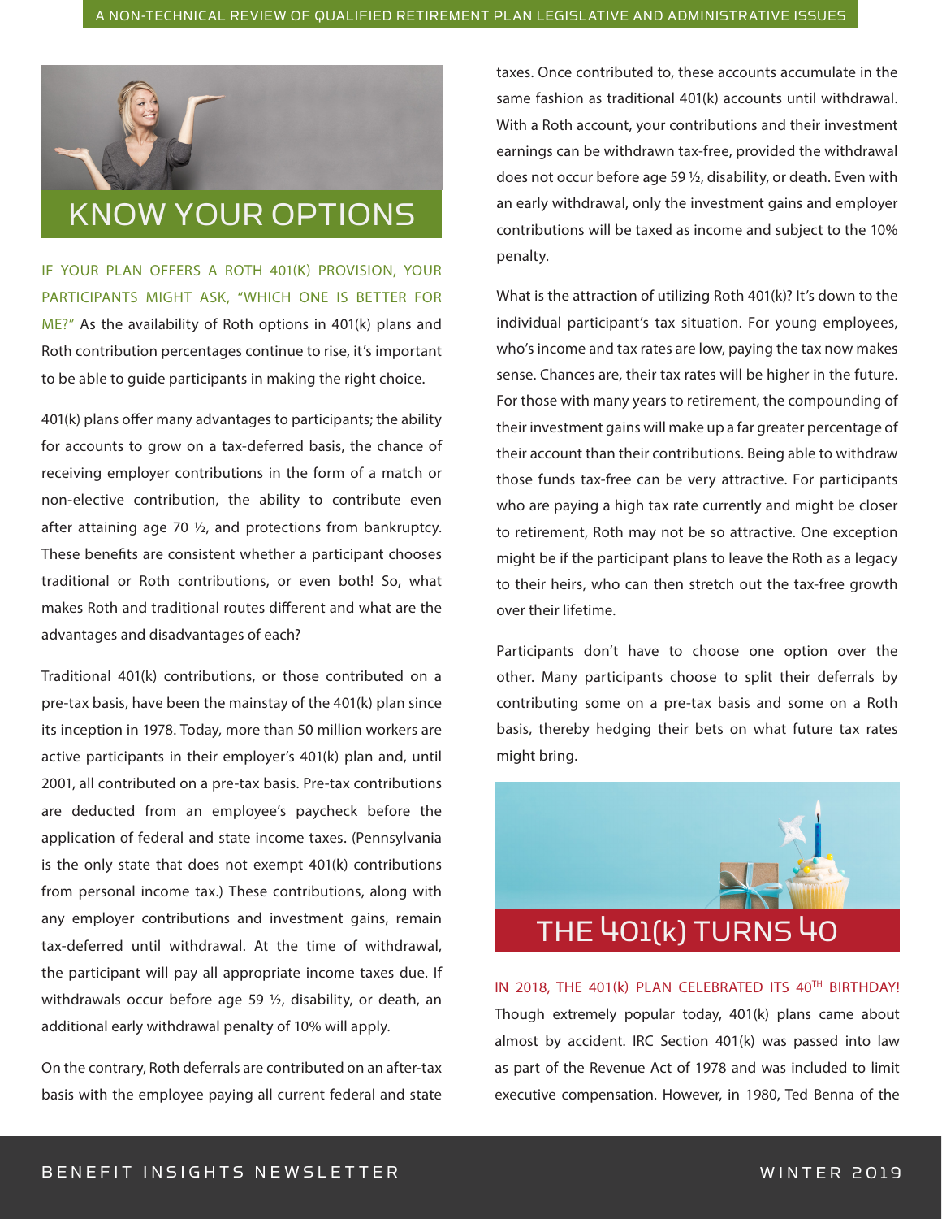# KNOW YOUR OPTIONS

IF YOUR PLAN OFFERS A ROTH 401(K) PROVISION, YOUR PARTICIPANTS MIGHT ASK, "WHICH ONE IS BETTER FOR ME?" As the availability of Roth options in 401(k) plans and Roth contribution percentages continue to rise, it's important to be able to guide participants in making the right choice.

401(k) plans offer many advantages to participants; the ability for accounts to grow on a tax-deferred basis, the chance of receiving employer contributions in the form of a match or non-elective contribution, the ability to contribute even after attaining age 70 ½, and protections from bankruptcy. These benefits are consistent whether a participant chooses traditional or Roth contributions, or even both! So, what makes Roth and traditional routes different and what are the advantages and disadvantages of each?

Traditional 401(k) contributions, or those contributed on a pre-tax basis, have been the mainstay of the 401(k) plan since its inception in 1978. Today, more than 50 million workers are active participants in their employer's 401(k) plan and, until 2001, all contributed on a pre-tax basis. Pre-tax contributions are deducted from an employee's paycheck before the application of federal and state income taxes. (Pennsylvania is the only state that does not exempt 401(k) contributions from personal income tax.) These contributions, along with any employer contributions and investment gains, remain tax-deferred until withdrawal. At the time of withdrawal, the participant will pay all appropriate income taxes due. If withdrawals occur before age 59 ½, disability, or death, an additional early withdrawal penalty of 10% will apply.

On the contrary, Roth deferrals are contributed on an after-tax basis with the employee paying all current federal and state taxes. Once contributed to, these accounts accumulate in the same fashion as traditional 401(k) accounts until withdrawal. With a Roth account, your contributions and their investment earnings can be withdrawn tax-free, provided the withdrawal does not occur before age 59 ½, disability, or death. Even with an early withdrawal, only the investment gains and employer contributions will be taxed as income and subject to the 10% penalty.

What is the attraction of utilizing Roth 401(k)? It's down to the individual participant's tax situation. For young employees, who's income and tax rates are low, paying the tax now makes sense. Chances are, their tax rates will be higher in the future. For those with many years to retirement, the compounding of their investment gains will make up a far greater percentage of their account than their contributions. Being able to withdraw those funds tax-free can be very attractive. For participants who are paying a high tax rate currently and might be closer to retirement, Roth may not be so attractive. One exception might be if the participant plans to leave the Roth as a legacy to their heirs, who can then stretch out the tax-free growth over their lifetime.

Participants don't have to choose one option over the other. Many participants choose to split their deferrals by contributing some on a pre-tax basis and some on a Roth basis, thereby hedging their bets on what future tax rates might bring.

# THE 401(k) TURNS 40

IN 2018, THE 401(k) PLAN CELEBRATED ITS 40TH BIRTHDAY! Though extremely popular today, 401(k) plans came about almost by accident. IRC Section 401(k) was passed into law as part of the Revenue Act of 1978 and was included to limit executive compensation. However, in 1980, Ted Benna of the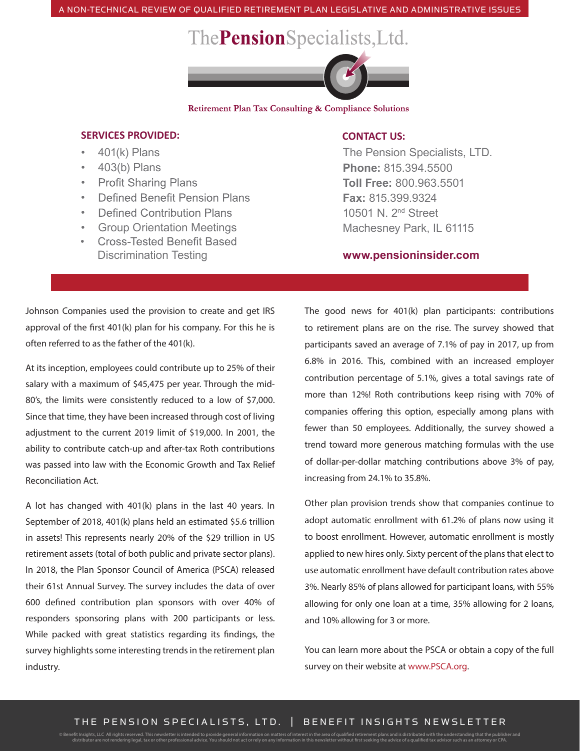A NON-TECHNICAL REVIEW OF QUALIFIED RETIREMENT PLAN LEGISLATIVE AND ADMINISTRATIVE ISSUES

# The**Pension**Specialists,Ltd.

Retirement Plan Tax Consulting & Compliance Solutions

**SERVICES PROVIDED:**

- 401(k) Plans
- 403(b) Plans
- Profit Sharing Plans
- Defined Benefit Pension Plans
- Defined Contribution Plans
- Group Orientation Meetings
- Cross-Tested Benefit Based Discrimination Testing

**CONTACT US:**

The Pension Specialists, LTD.
**Phone:** 815.394.5500
**Toll Free:** 800.963.5501
**Fax:** 815.399.9324
10501 N. 2nd Street
Machesney Park, IL 61115

**www.pensioninsider.com**

Johnson Companies used the provision to create and get IRS approval of the first 401(k) plan for his company. For this he is often referred to as the father of the 401(k).

At its inception, employees could contribute up to 25% of their salary with a maximum of $45,475 per year. Through the mid-80's, the limits were consistently reduced to a low of $7,000. Since that time, they have been increased through cost of living adjustment to the current 2019 limit of $19,000. In 2001, the ability to contribute catch-up and after-tax Roth contributions was passed into law with the Economic Growth and Tax Relief Reconciliation Act.

A lot has changed with 401(k) plans in the last 40 years. In September of 2018, 401(k) plans held an estimated $5.6 trillion in assets! This represents nearly 20% of the $29 trillion in US retirement assets (total of both public and private sector plans). In 2018, the Plan Sponsor Council of America (PSCA) released their 61st Annual Survey. The survey includes the data of over 600 defined contribution plan sponsors with over 40% of responders sponsoring plans with 200 participants or less. While packed with great statistics regarding its findings, the survey highlights some interesting trends in the retirement plan industry.

The good news for 401(k) plan participants: contributions to retirement plans are on the rise. The survey showed that participants saved an average of 7.1% of pay in 2017, up from 6.8% in 2016. This, combined with an increased employer contribution percentage of 5.1%, gives a total savings rate of more than 12%! Roth contributions keep rising with 70% of companies offering this option, especially among plans with fewer than 50 employees. Additionally, the survey showed a trend toward more generous matching formulas with the use of dollar-per-dollar matching contributions above 3% of pay, increasing from 24.1% to 35.8%.

Other plan provision trends show that companies continue to adopt automatic enrollment with 61.2% of plans now using it to boost enrollment. However, automatic enrollment is mostly applied to new hires only. Sixty percent of the plans that elect to use automatic enrollment have default contribution rates above 3%. Nearly 85% of plans allowed for participant loans, with 55% allowing for only one loan at a time, 35% allowing for 2 loans, and 10% allowing for 3 or more.

You can learn more about the PSCA or obtain a copy of the full survey on their website at www.PSCA.org.

THE PENSION SPECIALISTS, LTD. | BENEFIT INSIGHTS NEWSLETTER

© Benefit Insights, LLC All rights reserved. This newsletter is intended to provide general information on matters of interest in the area of qualified retirement plans and is distributed with the understanding that the publisher and distributor are not rendering legal, tax or other professional advice. You should not act or rely on any information in this newsletter without first seeking the advice of a qualified tax advisor such as an attorney or CPA.